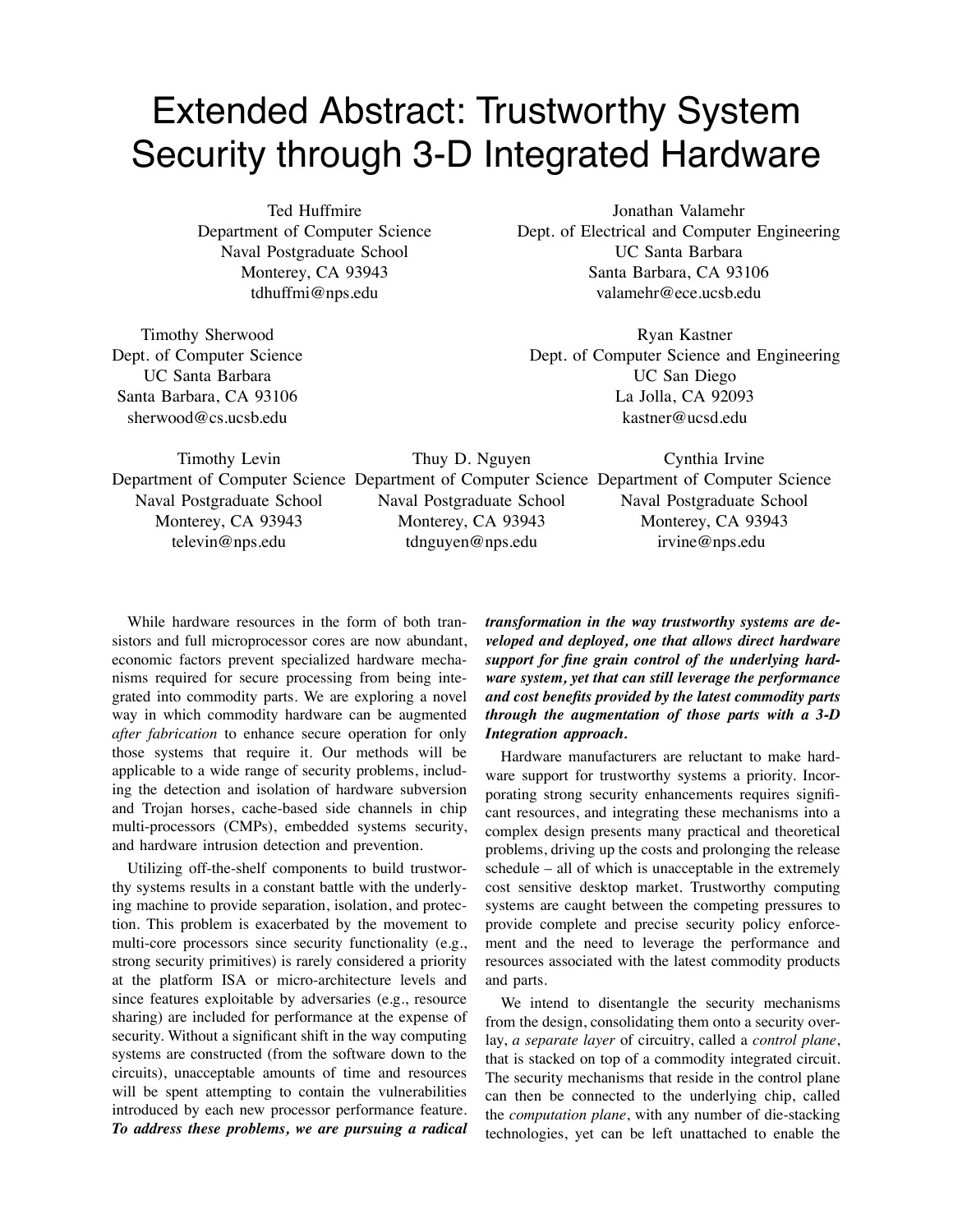# Extended Abstract: Trustworthy System Security through 3-D Integrated Hardware

Ted Huffmire
Department of Computer Science
Naval Postgraduate School
Monterey, CA 93943
tdhuffmi@nps.edu

Jonathan Valamehr
Dept. of Electrical and Computer Engineering
UC Santa Barbara
Santa Barbara, CA 93106
valamehr@ece.ucsb.edu

Timothy Sherwood
Dept. of Computer Science
UC Santa Barbara
Santa Barbara, CA 93106
sherwood@cs.ucsb.edu

Ryan Kastner
Dept. of Computer Science and Engineering
UC San Diego
La Jolla, CA 92093
kastner@ucsd.edu

Timothy Levin
Department of Computer Science
Naval Postgraduate School
Monterey, CA 93943
televin@nps.edu

Thuy D. Nguyen
Department of Computer Science
Naval Postgraduate School
Monterey, CA 93943
tdnguyen@nps.edu

Cynthia Irvine
Department of Computer Science
Naval Postgraduate School
Monterey, CA 93943
irvine@nps.edu

While hardware resources in the form of both transistors and full microprocessor cores are now abundant, economic factors prevent specialized hardware mechanisms required for secure processing from being integrated into commodity parts. We are exploring a novel way in which commodity hardware can be augmented *after fabrication* to enhance secure operation for only those systems that require it. Our methods will be applicable to a wide range of security problems, including the detection and isolation of hardware subversion and Trojan horses, cache-based side channels in chip multi-processors (CMPs), embedded systems security, and hardware intrusion detection and prevention.

Utilizing off-the-shelf components to build trustworthy systems results in a constant battle with the underlying machine to provide separation, isolation, and protection. This problem is exacerbated by the movement to multi-core processors since security functionality (e.g., strong security primitives) is rarely considered a priority at the platform ISA or micro-architecture levels and since features exploitable by adversaries (e.g., resource sharing) are included for performance at the expense of security. Without a significant shift in the way computing systems are constructed (from the software down to the circuits), unacceptable amounts of time and resources will be spent attempting to contain the vulnerabilities introduced by each new processor performance feature. ***To address these problems, we are pursuing a radical transformation in the way trustworthy systems are developed and deployed, one that allows direct hardware support for fine grain control of the underlying hardware system, yet that can still leverage the performance and cost benefits provided by the latest commodity parts through the augmentation of those parts with a 3-D Integration approach.***

Hardware manufacturers are reluctant to make hardware support for trustworthy systems a priority. Incorporating strong security enhancements requires significant resources, and integrating these mechanisms into a complex design presents many practical and theoretical problems, driving up the costs and prolonging the release schedule – all of which is unacceptable in the extremely cost sensitive desktop market. Trustworthy computing systems are caught between the competing pressures to provide complete and precise security policy enforcement and the need to leverage the performance and resources associated with the latest commodity products and parts.

We intend to disentangle the security mechanisms from the design, consolidating them onto a security overlay, *a separate layer* of circuitry, called a *control plane*, that is stacked on top of a commodity integrated circuit. The security mechanisms that reside in the control plane can then be connected to the underlying chip, called the *computation plane*, with any number of die-stacking technologies, yet can be left unattached to enable the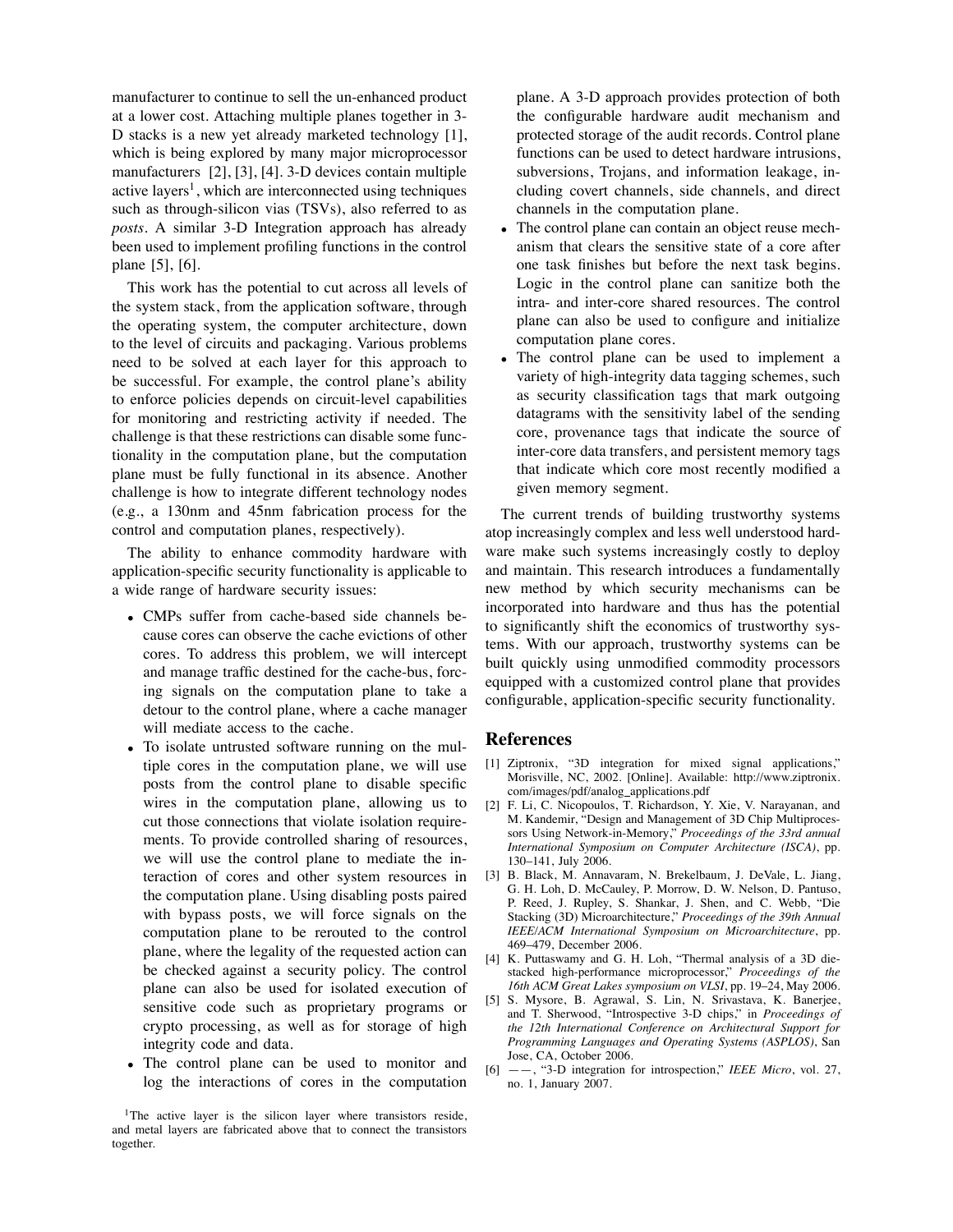manufacturer to continue to sell the un-enhanced product at a lower cost. Attaching multiple planes together in 3-D stacks is a new yet already marketed technology [1], which is being explored by many major microprocessor manufacturers [2], [3], [4]. 3-D devices contain multiple active layers[1], which are interconnected using techniques such as through-silicon vias (TSVs), also referred to as *posts*. A similar 3-D Integration approach has already been used to implement profiling functions in the control plane [5], [6].

This work has the potential to cut across all levels of the system stack, from the application software, through the operating system, the computer architecture, down to the level of circuits and packaging. Various problems need to be solved at each layer for this approach to be successful. For example, the control plane's ability to enforce policies depends on circuit-level capabilities for monitoring and restricting activity if needed. The challenge is that these restrictions can disable some functionality in the computation plane, but the computation plane must be fully functional in its absence. Another challenge is how to integrate different technology nodes (e.g., a 130nm and 45nm fabrication process for the control and computation planes, respectively).

The ability to enhance commodity hardware with application-specific security functionality is applicable to a wide range of hardware security issues:

- CMPs suffer from cache-based side channels because cores can observe the cache evictions of other cores. To address this problem, we will intercept and manage traffic destined for the cache-bus, forcing signals on the computation plane to take a detour to the control plane, where a cache manager will mediate access to the cache.
- To isolate untrusted software running on the multiple cores in the computation plane, we will use posts from the control plane to disable specific wires in the computation plane, allowing us to cut those connections that violate isolation requirements. To provide controlled sharing of resources, we will use the control plane to mediate the interaction of cores and other system resources in the computation plane. Using disabling posts paired with bypass posts, we will force signals on the computation plane to be rerouted to the control plane, where the legality of the requested action can be checked against a security policy. The control plane can also be used for isolated execution of sensitive code such as proprietary programs or crypto processing, as well as for storage of high integrity code and data.
- The control plane can be used to monitor and log the interactions of cores in the computation plane. A 3-D approach provides protection of both the configurable hardware audit mechanism and protected storage of the audit records. Control plane functions can be used to detect hardware intrusions, subversions, Trojans, and information leakage, including covert channels, side channels, and direct channels in the computation plane.
- The control plane can contain an object reuse mechanism that clears the sensitive state of a core after one task finishes but before the next task begins. Logic in the control plane can sanitize both the intra- and inter-core shared resources. The control plane can also be used to configure and initialize computation plane cores.
- The control plane can be used to implement a variety of high-integrity data tagging schemes, such as security classification tags that mark outgoing datagrams with the sensitivity label of the sending core, provenance tags that indicate the source of inter-core data transfers, and persistent memory tags that indicate which core most recently modified a given memory segment.

The current trends of building trustworthy systems atop increasingly complex and less well understood hardware make such systems increasingly costly to deploy and maintain. This research introduces a fundamentally new method by which security mechanisms can be incorporated into hardware and thus has the potential to significantly shift the economics of trustworthy systems. With our approach, trustworthy systems can be built quickly using unmodified commodity processors equipped with a customized control plane that provides configurable, application-specific security functionality.

[1] The active layer is the silicon layer where transistors reside, and metal layers are fabricated above that to connect the transistors together.

## References

[1] Ziptronix, "3D integration for mixed signal applications," Morisville, NC, 2002. [Online]. Available: http://www.ziptronix.com/images/pdf/analog_applications.pdf

[2] F. Li, C. Nicopoulos, T. Richardson, Y. Xie, V. Narayanan, and M. Kandemir, "Design and Management of 3D Chip Multiprocessors Using Network-in-Memory," *Proceedings of the 33rd annual International Symposium on Computer Architecture (ISCA)*, pp. 130–141, July 2006.

[3] B. Black, M. Annavaram, N. Brekelbaum, J. DeVale, L. Jiang, G. H. Loh, D. McCauley, P. Morrow, D. W. Nelson, D. Pantuso, P. Reed, J. Rupley, S. Shankar, J. Shen, and C. Webb, "Die Stacking (3D) Microarchitecture," *Proceedings of the 39th Annual IEEE/ACM International Symposium on Microarchitecture*, pp. 469–479, December 2006.

[4] K. Puttaswamy and G. H. Loh, "Thermal analysis of a 3D die-stacked high-performance microprocessor," *Proceedings of the 16th ACM Great Lakes symposium on VLSI*, pp. 19–24, May 2006.

[5] S. Mysore, B. Agrawal, S. Lin, N. Srivastava, K. Banerjee, and T. Sherwood, "Introspective 3-D chips," in *Proceedings of the 12th International Conference on Architectural Support for Programming Languages and Operating Systems (ASPLOS)*, San Jose, CA, October 2006.

[6] ——, "3-D integration for introspection," *IEEE Micro*, vol. 27, no. 1, January 2007.